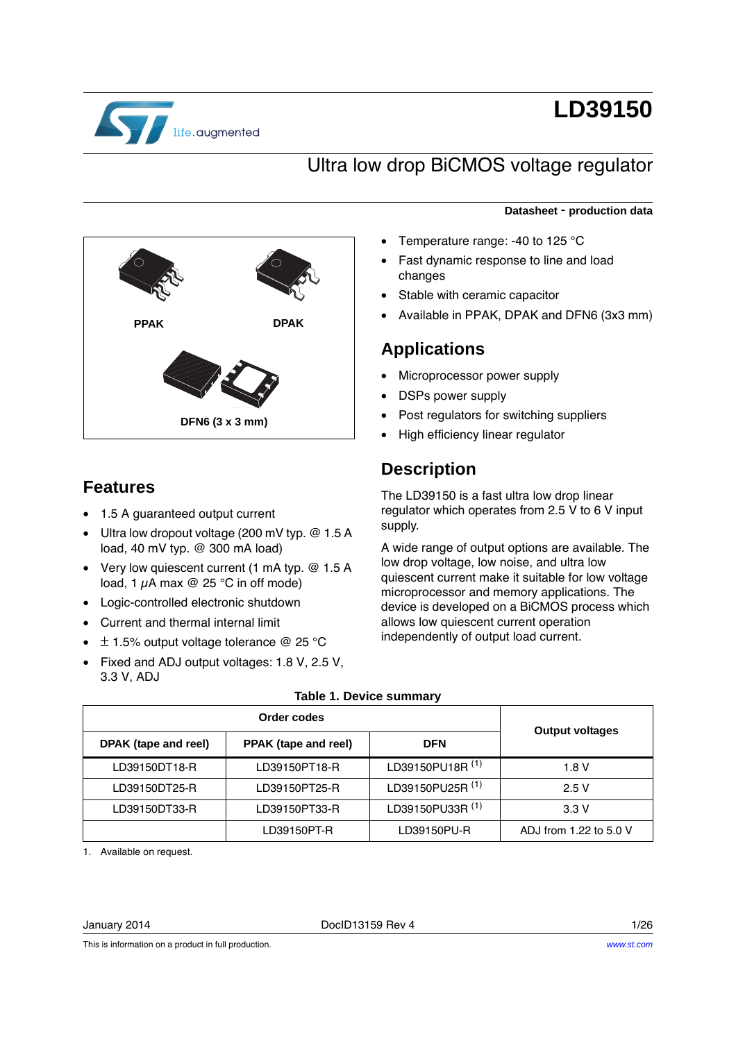# LD39150

## Ultra low drop BiCMOS voltage regulator

**Datasheet - production data**

PPAK

DPAK

DFN6 (3 x 3 mm)

## Features

- 1.5 A guaranteed output current
- Ultra low dropout voltage (200 mV typ. @ 1.5 A load, 40 mV typ. @ 300 mA load)
- Very low quiescent current (1 mA typ. @ 1.5 A load, 1 $\mu$A max @ 25 °C in off mode)
- Logic-controlled electronic shutdown
- Current and thermal internal limit
- ± 1.5% output voltage tolerance @ 25 °C
- Fixed and ADJ output voltages: 1.8 V, 2.5 V, 3.3 V, ADJ
- Temperature range: -40 to 125 °C
- Fast dynamic response to line and load changes
- Stable with ceramic capacitor
- Available in PPAK, DPAK and DFN6 (3x3 mm)

## Applications

- Microprocessor power supply
- DSPs power supply
- Post regulators for switching suppliers
- High efficiency linear regulator

## Description

The LD39150 is a fast ultra low drop linear regulator which operates from 2.5 V to 6 V input supply.

A wide range of output options are available. The low drop voltage, low noise, and ultra low quiescent current make it suitable for low voltage microprocessor and memory applications. The device is developed on a BiCMOS process which allows low quiescent current operation independently of output load current.

**Table 1. Device summary**

| Order codes | | | Output voltages |
|---|---|---|---|
| DPAK (tape and reel) | PPAK (tape and reel) | DFN | |
| LD39150DT18-R | LD39150PT18-R | LD39150PU18R [1] | 1.8 V |
| LD39150DT25-R | LD39150PT25-R | LD39150PU25R [1] | 2.5 V |
| LD39150DT33-R | LD39150PT33-R | LD39150PU33R [1] | 3.3 V |
| | LD39150PT-R | LD39150PU-R | ADJ from 1.22 to 5.0 V |

1. Available on request.

January 2014 DocID13159 Rev 4

This is information on a product in full production. www.st.com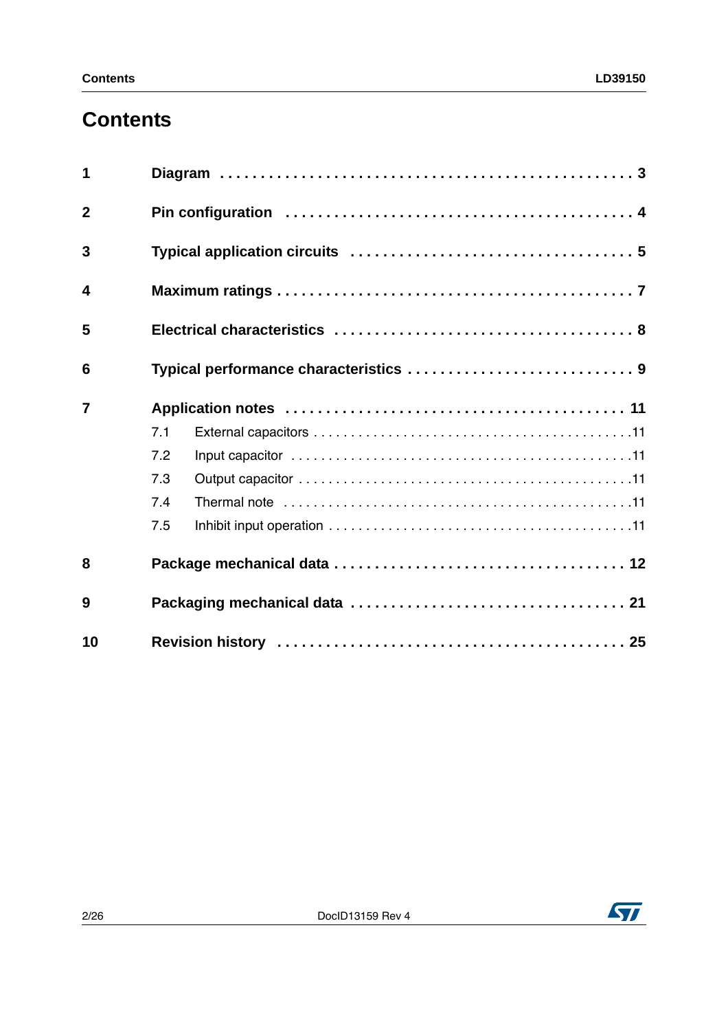# Contents

| | | |
|---|---|---|
| **1** | **Diagram** | **3** |
| **2** | **Pin configuration** | **4** |
| **3** | **Typical application circuits** | **5** |
| **4** | **Maximum ratings** | **7** |
| **5** | **Electrical characteristics** | **8** |
| **6** | **Typical performance characteristics** | **9** |
| **7** | **Application notes** | **11** |
| | 7.1 External capacitors | 11 |
| | 7.2 Input capacitor | 11 |
| | 7.3 Output capacitor | 11 |
| | 7.4 Thermal note | 11 |
| | 7.5 Inhibit input operation | 11 |
| **8** | **Package mechanical data** | **12** |
| **9** | **Packaging mechanical data** | **21** |
| **10** | **Revision history** | **25** |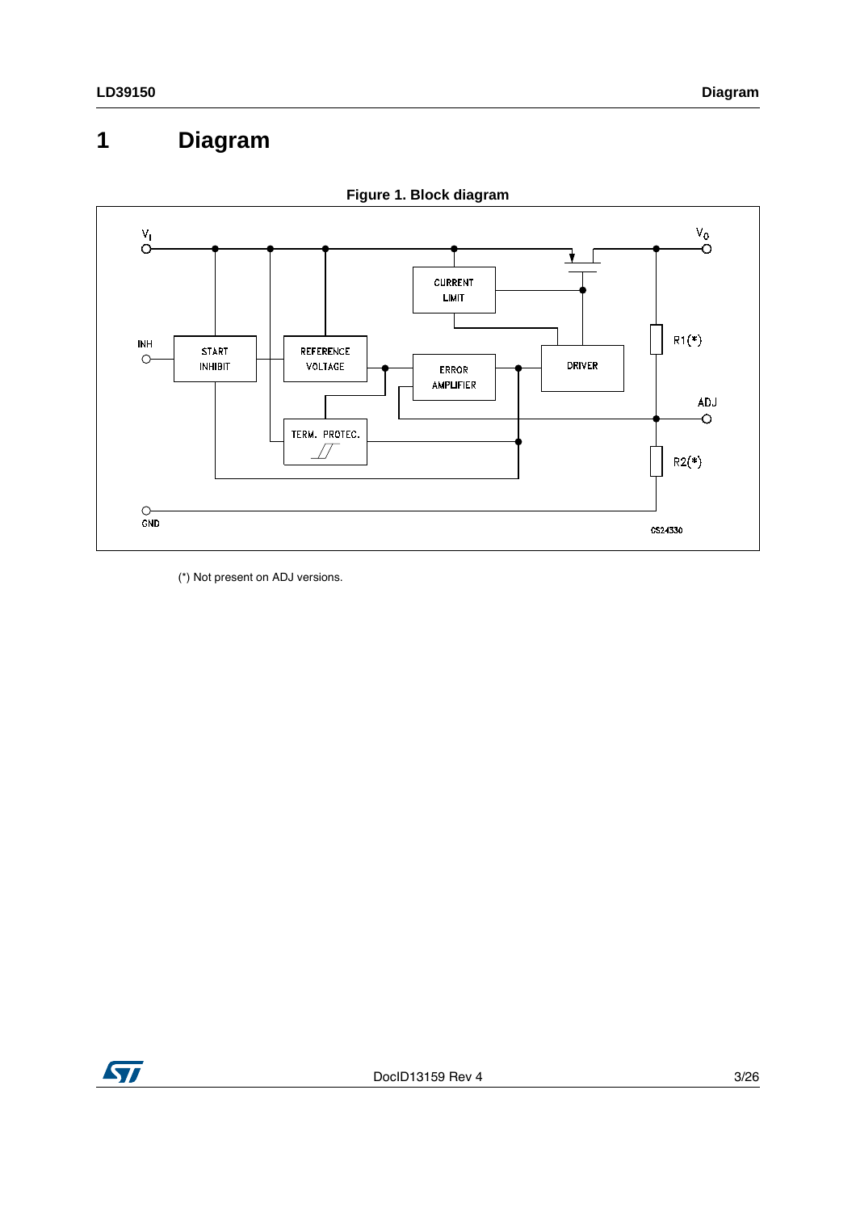# 1 Diagram

**Figure 1. Block diagram**

(*) Not present on ADJ versions.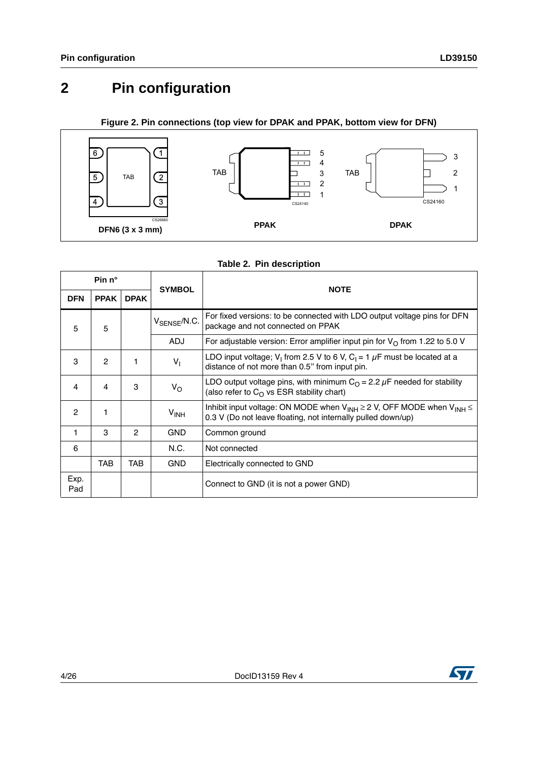# 2 Pin configuration

**Figure 2. Pin connections (top view for DPAK and PPAK, bottom view for DFN)**

**Table 2. Pin description**

| Pin n° | | | SYMBOL | NOTE |
|---|---|---|---|---|
| **DFN** | **PPAK** | **DPAK** | | |
| 5 | 5 | | $V_{SENSE}$/N.C. | For fixed versions: to be connected with LDO output voltage pins for DFN package and not connected on PPAK |
| | | | ADJ | For adjustable version: Error amplifier input pin for $V_O$ from 1.22 to 5.0 V |
| 3 | 2 | 1 | $V_I$ | LDO input voltage; $V_I$ from 2.5 V to 6 V, $C_I$ = 1 $\mu$F must be located at a distance of not more than 0.5" from input pin. |
| 4 | 4 | 3 | $V_O$ | LDO output voltage pins, with minimum $C_O$ = 2.2 $\mu$F needed for stability (also refer to $C_O$ vs ESR stability chart) |
| 2 | 1 | | $V_{INH}$ | Inhibit input voltage: ON MODE when $V_{INH} \geq$ 2 V, OFF MODE when $V_{INH} \leq$ 0.3 V (Do not leave floating, not internally pulled down/up) |
| 1 | 3 | 2 | GND | Common ground |
| 6 | | | N.C. | Not connected |
| | TAB | TAB | GND | Electrically connected to GND |
| Exp. Pad | | | | Connect to GND (it is not a power GND) |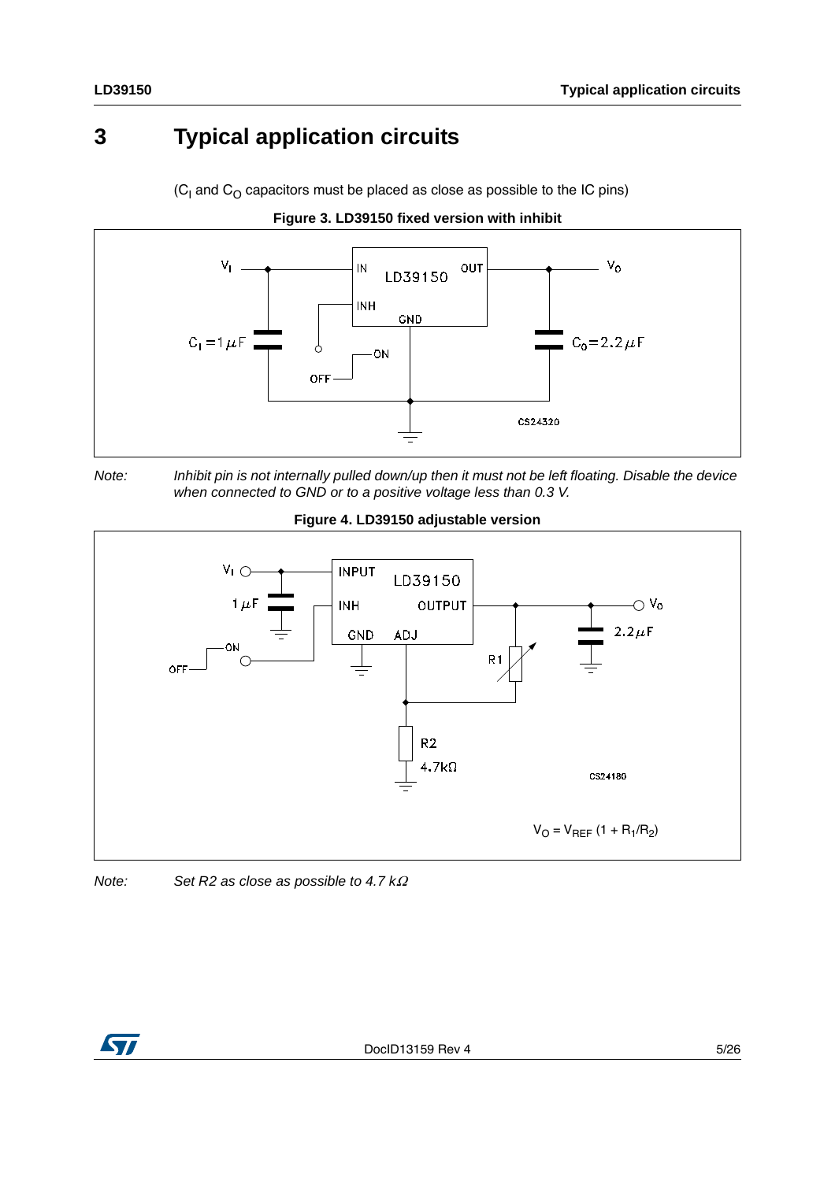# 3 Typical application circuits

($C_I$ and $C_O$ capacitors must be placed as close as possible to the IC pins)

**Figure 3. LD39150 fixed version with inhibit**

*Note: Inhibit pin is not internally pulled down/up then it must not be left floating. Disable the device when connected to GND or to a positive voltage less than 0.3 V.*

**Figure 4. LD39150 adjustable version**

$V_O = V_{REF} (1 + R_1/R_2)$

*Note: Set R2 as close as possible to 4.7 kΩ*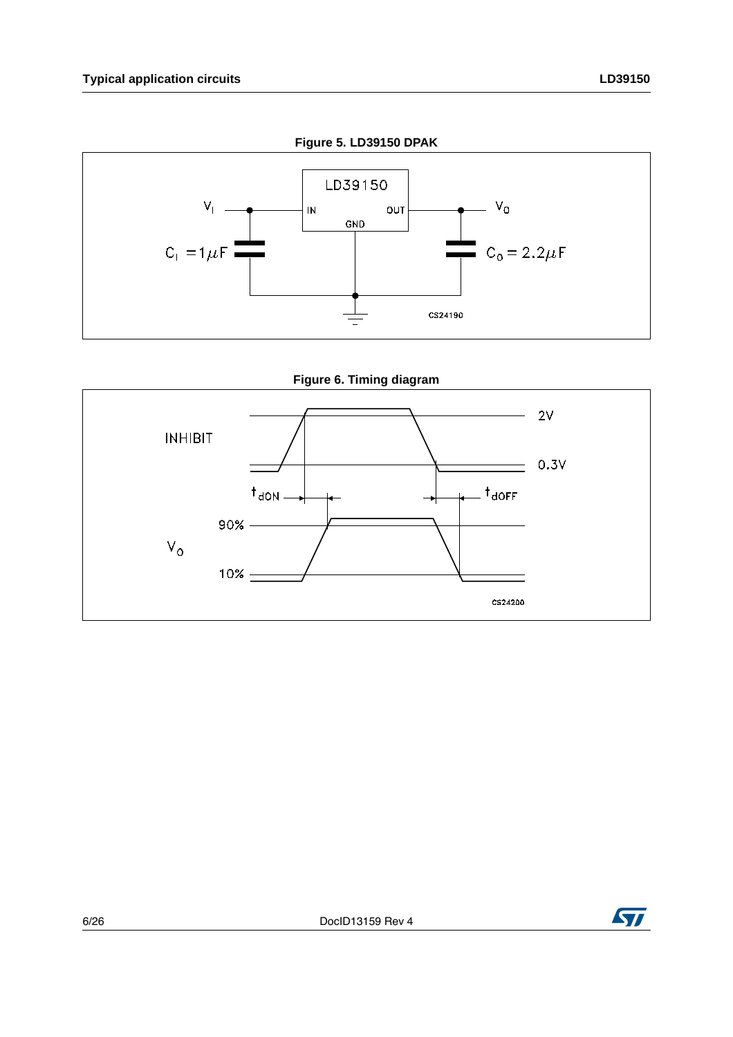**Figure 5. LD39150 DPAK**

**Figure 6. Timing diagram**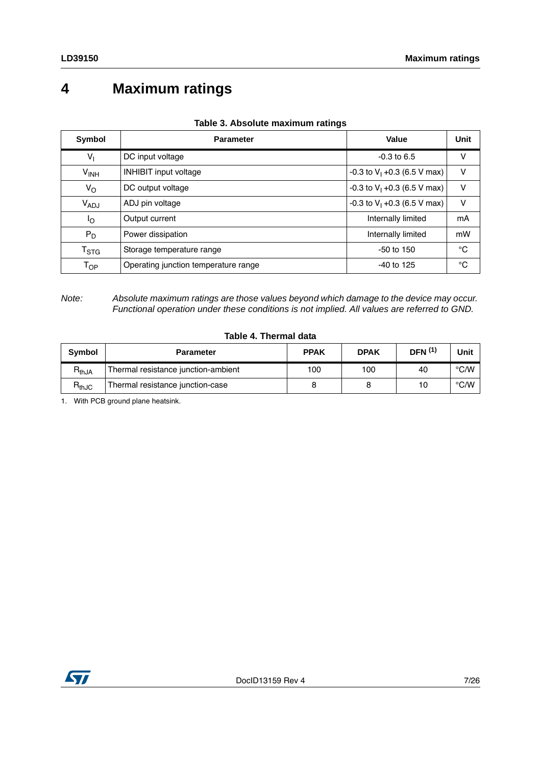# 4 Maximum ratings

**Table 3. Absolute maximum ratings**

| Symbol | Parameter | Value | Unit |
|---|---|---|---|
| $V_I$ | DC input voltage | -0.3 to 6.5 | V |
| $V_{INH}$ | INHIBIT input voltage | -0.3 to $V_I$ +0.3 (6.5 V max) | V |
| $V_O$ | DC output voltage | -0.3 to $V_I$ +0.3 (6.5 V max) | V |
| $V_{ADJ}$ | ADJ pin voltage | -0.3 to $V_I$ +0.3 (6.5 V max) | V |
| $I_O$ | Output current | Internally limited | mA |
| $P_D$ | Power dissipation | Internally limited | mW |
| $T_{STG}$ | Storage temperature range | -50 to 150 | °C |
| $T_{OP}$ | Operating junction temperature range | -40 to 125 | °C |

*Note: Absolute maximum ratings are those values beyond which damage to the device may occur. Functional operation under these conditions is not implied. All values are referred to GND.*

**Table 4. Thermal data**

| Symbol | Parameter | PPAK | DPAK | DFN [1] | Unit |
|---|---|---|---|---|---|
| $R_{thJA}$ | Thermal resistance junction-ambient | 100 | 100 | 40 | °C/W |
| $R_{thJC}$ | Thermal resistance junction-case | 8 | 8 | 10 | °C/W |

1. With PCB ground plane heatsink.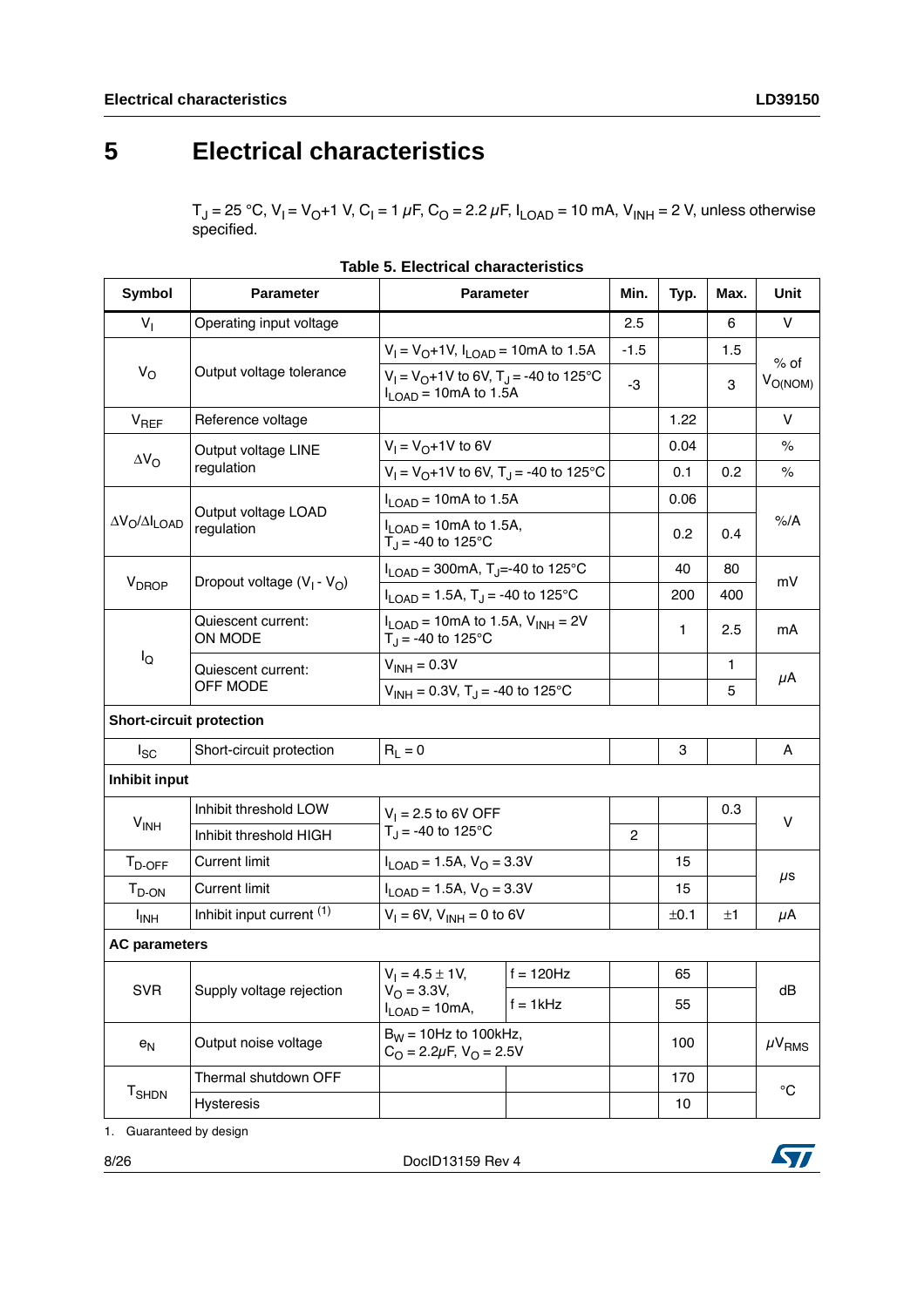# 5 Electrical characteristics

$T_J$ = 25 °C, $V_I$ = $V_O$+1 V, $C_I$ = 1 µF, $C_O$ = 2.2 µF, $I_{LOAD}$ = 10 mA, $V_{INH}$ = 2 V, unless otherwise specified.

**Table 5. Electrical characteristics**

| Symbol | Parameter | Parameter | | Min. | Typ. | Max. | Unit |
|---|---|---|---|---|---|---|---|
| $V_I$ | Operating input voltage | | | 2.5 | | 6 | V |
| $V_O$ | Output voltage tolerance | $V_I$ = $V_O$+1V, $I_{LOAD}$ = 10mA to 1.5A | | -1.5 | | 1.5 | % of $V_{O(NOM)}$ |
| | | $V_I$ = $V_O$+1V to 6V, $T_J$ = -40 to 125°C $I_{LOAD}$ = 10mA to 1.5A | | -3 | | 3 | |
| $V_{REF}$ | Reference voltage | | | | 1.22 | | V |
| $\Delta V_O$ | Output voltage LINE regulation | $V_I$ = $V_O$+1V to 6V | | | 0.04 | | % |
| | | $V_I$ = $V_O$+1V to 6V, $T_J$ = -40 to 125°C | | | 0.1 | 0.2 | % |
| $\Delta V_O/\Delta I_{LOAD}$ | Output voltage LOAD regulation | $I_{LOAD}$ = 10mA to 1.5A | | | 0.06 | | %/A |
| | | $I_{LOAD}$ = 10mA to 1.5A, $T_J$ = -40 to 125°C | | | 0.2 | 0.4 | |
| $V_{DROP}$ | Dropout voltage ($V_I$ - $V_O$) | $I_{LOAD}$ = 300mA, $T_J$=-40 to 125°C | | | 40 | 80 | mV |
| | | $I_{LOAD}$ = 1.5A, $T_J$ = -40 to 125°C | | | 200 | 400 | |
| $I_Q$ | Quiescent current: ON MODE | $I_{LOAD}$ = 10mA to 1.5A, $V_{INH}$ = 2V $T_J$ = -40 to 125°C | | | 1 | 2.5 | mA |
| | Quiescent current: OFF MODE | $V_{INH}$ = 0.3V | | | | 1 | µA |
| | | $V_{INH}$ = 0.3V, $T_J$ = -40 to 125°C | | | | 5 | |
| **Short-circuit protection** | | | | | | | |
| $I_{SC}$ | Short-circuit protection | $R_L$ = 0 | | | 3 | | A |
| **Inhibit input** | | | | | | | |
| $V_{INH}$ | Inhibit threshold LOW | $V_I$ = 2.5 to 6V OFF $T_J$ = -40 to 125°C | | | | 0.3 | V |
| | Inhibit threshold HIGH | | | 2 | | | |
| $T_{D\text{-}OFF}$ | Current limit | $I_{LOAD}$ = 1.5A, $V_O$ = 3.3V | | | 15 | | µs |
| $T_{D\text{-}ON}$ | Current limit | $I_{LOAD}$ = 1.5A, $V_O$ = 3.3V | | | 15 | | |
| $I_{INH}$ | Inhibit input current (1) | $V_I$ = 6V, $V_{INH}$ = 0 to 6V | | | ±0.1 | ±1 | µA |
| **AC parameters** | | | | | | | |
| SVR | Supply voltage rejection | $V_I$ = 4.5 ± 1V, $V_O$ = 3.3V, $I_{LOAD}$ = 10mA, | f = 120Hz | | 65 | | dB |
| | | | f = 1kHz | | 55 | | |
| $e_N$ | Output noise voltage | $B_W$ = 10Hz to 100kHz, $C_O$ = 2.2µF, $V_O$ = 2.5V | | | 100 | | µ$V_{RMS}$ |
| $T_{SHDN}$ | Thermal shutdown OFF | | | | 170 | | °C |
| | Hysteresis | | | | 10 | | |

1. Guaranteed by design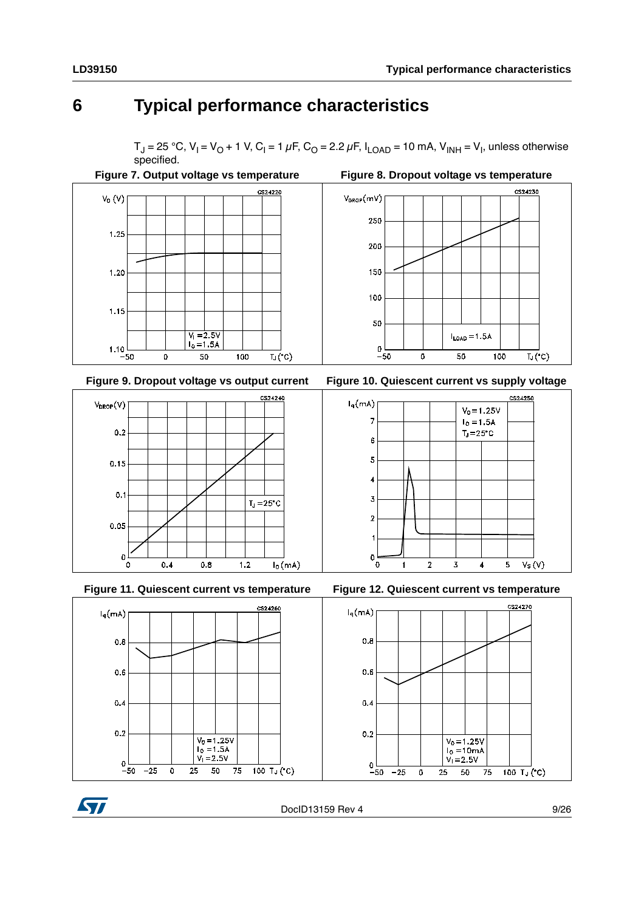# 6 Typical performance characteristics

$T_J$ = 25 °C, $V_I = V_O + 1$ V, $C_I$ = 1 μF, $C_O$ = 2.2 μF, $I_{LOAD}$ = 10 mA, $V_{INH} = V_I$, unless otherwise specified.

Figure 7. Output voltage vs temperature

Figure 8. Dropout voltage vs temperature

Figure 9. Dropout voltage vs output current

Figure 10. Quiescent current vs supply voltage

Figure 11. Quiescent current vs temperature

Figure 12. Quiescent current vs temperature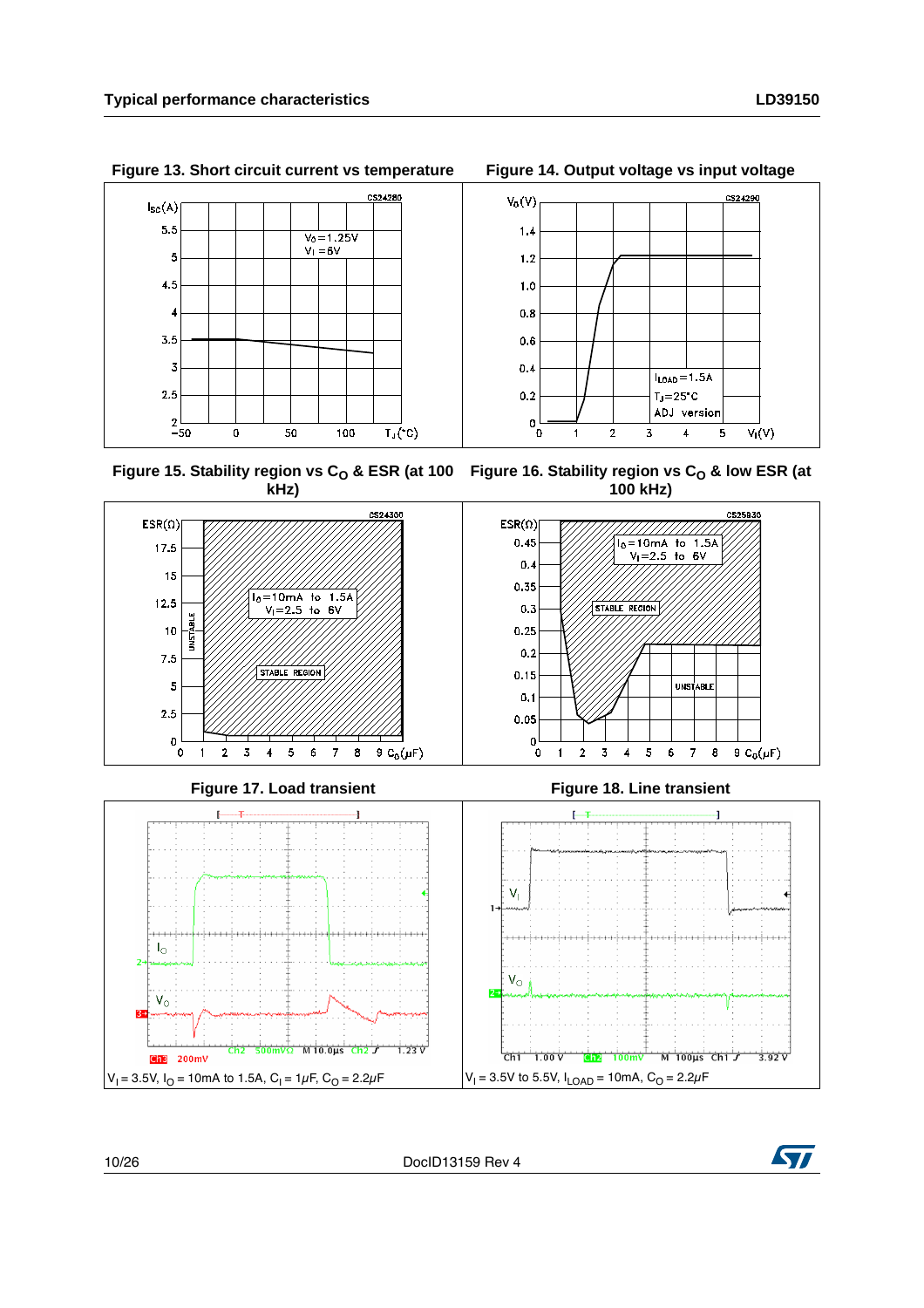## Typical performance characteristics

**Figure 13. Short circuit current vs temperature**

**Figure 14. Output voltage vs input voltage**

**Figure 15. Stability region vs $C_O$ & ESR (at 100 kHz)**

**Figure 16. Stability region vs $C_O$ & low ESR (at 100 kHz)**

**Figure 17. Load transient**

$V_I$ = 3.5V, $I_O$ = 10mA to 1.5A, $C_I$ = 1$\mu$F, $C_O$ = 2.2$\mu$F

**Figure 18. Line transient**

$V_I$ = 3.5V to 5.5V, $I_{LOAD}$ = 10mA, $C_O$ = 2.2$\mu$F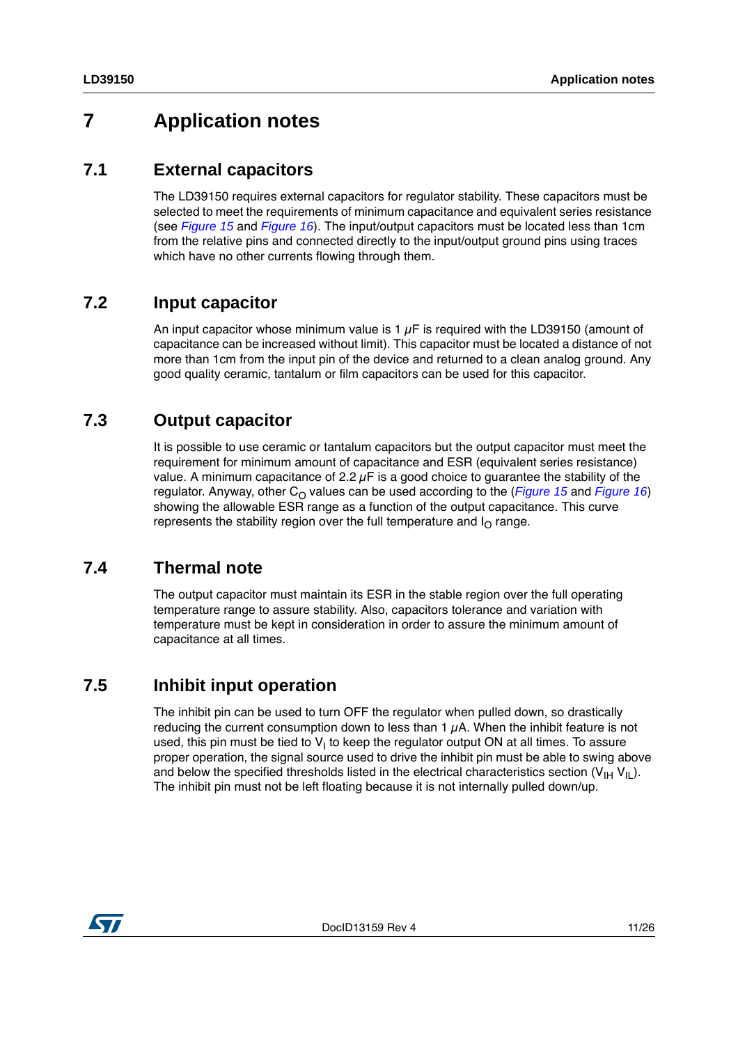# 7 Application notes

## 7.1 External capacitors

The LD39150 requires external capacitors for regulator stability. These capacitors must be selected to meet the requirements of minimum capacitance and equivalent series resistance (see *Figure 15* and *Figure 16*). The input/output capacitors must be located less than 1cm from the relative pins and connected directly to the input/output ground pins using traces which have no other currents flowing through them.

## 7.2 Input capacitor

An input capacitor whose minimum value is 1 $\mu$F is required with the LD39150 (amount of capacitance can be increased without limit). This capacitor must be located a distance of not more than 1cm from the input pin of the device and returned to a clean analog ground. Any good quality ceramic, tantalum or film capacitors can be used for this capacitor.

## 7.3 Output capacitor

It is possible to use ceramic or tantalum capacitors but the output capacitor must meet the requirement for minimum amount of capacitance and ESR (equivalent series resistance) value. A minimum capacitance of 2.2 $\mu$F is a good choice to guarantee the stability of the regulator. Anyway, other $C_O$ values can be used according to the (*Figure 15* and *Figure 16*) showing the allowable ESR range as a function of the output capacitance. This curve represents the stability region over the full temperature and $I_O$ range.

## 7.4 Thermal note

The output capacitor must maintain its ESR in the stable region over the full operating temperature range to assure stability. Also, capacitors tolerance and variation with temperature must be kept in consideration in order to assure the minimum amount of capacitance at all times.

## 7.5 Inhibit input operation

The inhibit pin can be used to turn OFF the regulator when pulled down, so drastically reducing the current consumption down to less than 1 $\mu$A. When the inhibit feature is not used, this pin must be tied to $V_I$ to keep the regulator output ON at all times. To assure proper operation, the signal source used to drive the inhibit pin must be able to swing above and below the specified thresholds listed in the electrical characteristics section ($V_{IH}$ $V_{IL}$). The inhibit pin must not be left floating because it is not internally pulled down/up.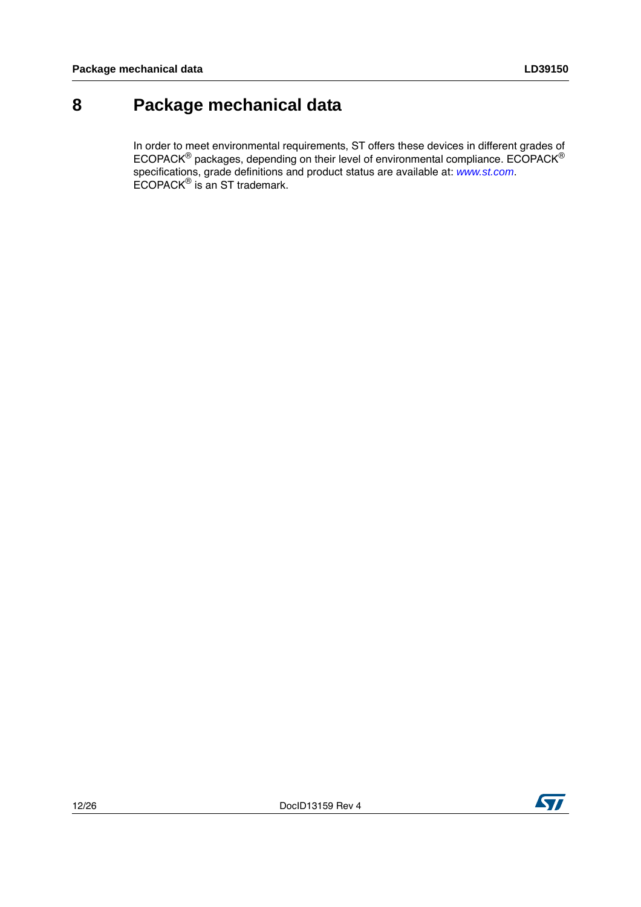# 8 Package mechanical data

In order to meet environmental requirements, ST offers these devices in different grades of ECOPACK® packages, depending on their level of environmental compliance. ECOPACK® specifications, grade definitions and product status are available at: *www.st.com*. ECOPACK® is an ST trademark.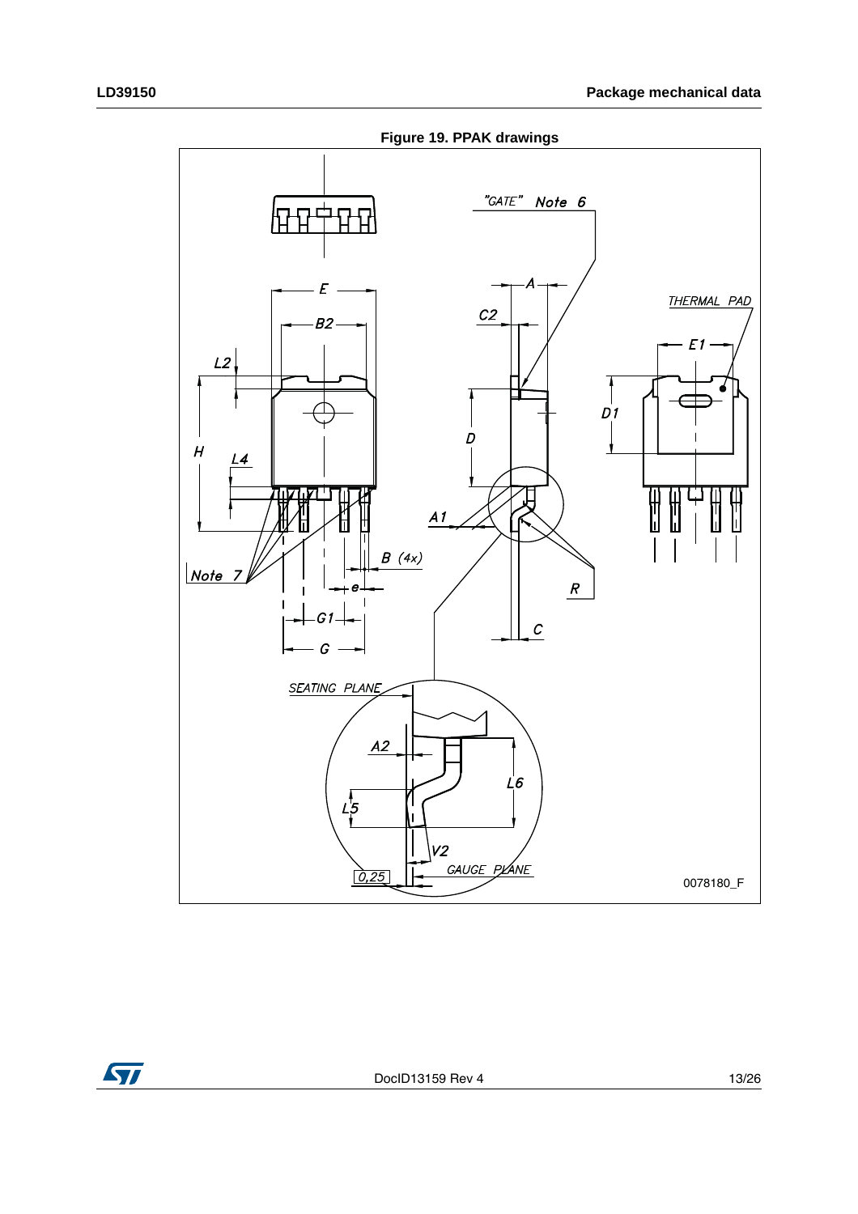**Figure 19. PPAK drawings**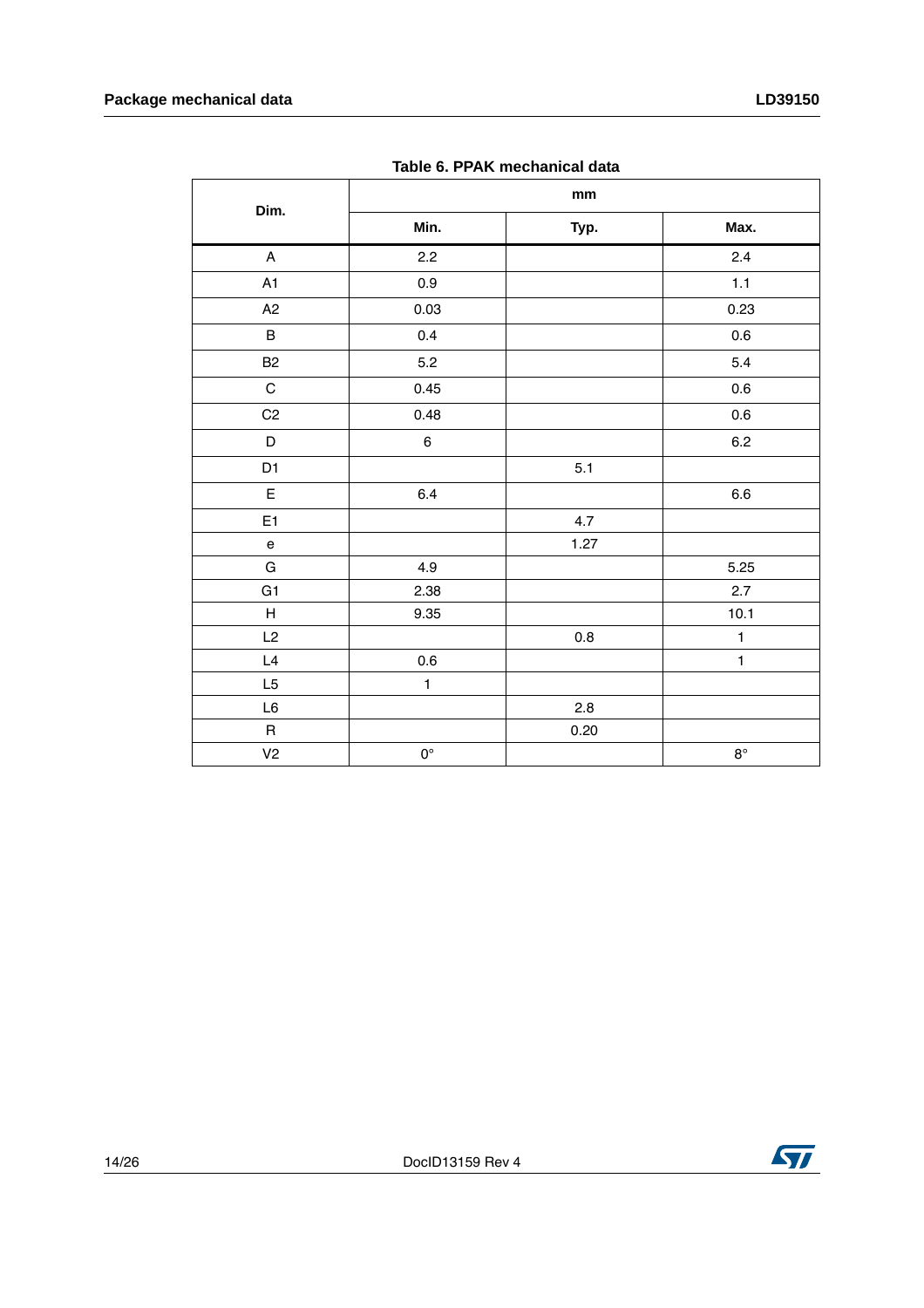Table 6. PPAK mechanical data

| Dim. | mm | | |
|---|---|---|---|
| | Min. | Typ. | Max. |
| A | 2.2 | | 2.4 |
| A1 | 0.9 | | 1.1 |
| A2 | 0.03 | | 0.23 |
| B | 0.4 | | 0.6 |
| B2 | 5.2 | | 5.4 |
| C | 0.45 | | 0.6 |
| C2 | 0.48 | | 0.6 |
| D | 6 | | 6.2 |
| D1 | | 5.1 | |
| E | 6.4 | | 6.6 |
| E1 | | 4.7 | |
| e | | 1.27 | |
| G | 4.9 | | 5.25 |
| G1 | 2.38 | | 2.7 |
| H | 9.35 | | 10.1 |
| L2 | | 0.8 | 1 |
| L4 | 0.6 | | 1 |
| L5 | 1 | | |
| L6 | | 2.8 | |
| R | | 0.20 | |
| V2 | 0° | | 8° |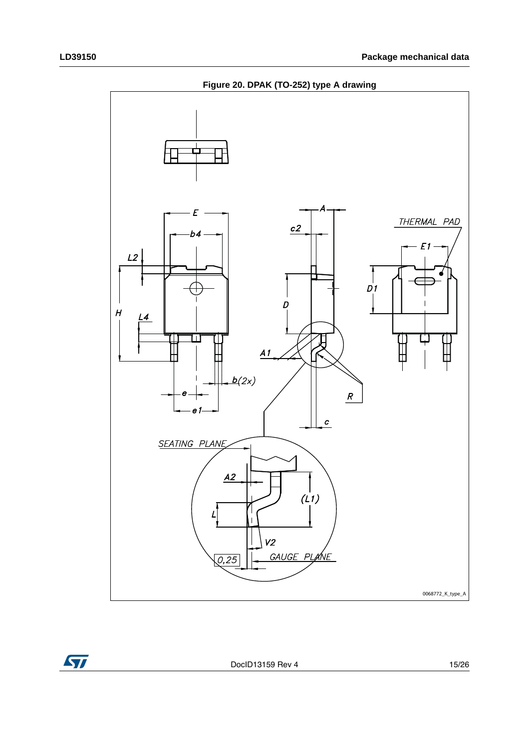**Figure 20. DPAK (TO-252) type A drawing**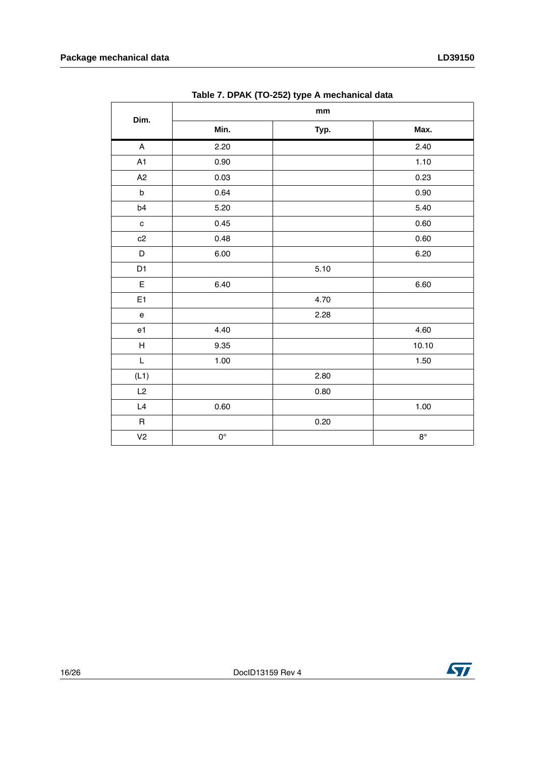Table 7. DPAK (TO-252) type A mechanical data

| Dim. | mm | | |
|---|---|---|---|
| | Min. | Typ. | Max. |
| A | 2.20 | | 2.40 |
| A1 | 0.90 | | 1.10 |
| A2 | 0.03 | | 0.23 |
| b | 0.64 | | 0.90 |
| b4 | 5.20 | | 5.40 |
| c | 0.45 | | 0.60 |
| c2 | 0.48 | | 0.60 |
| D | 6.00 | | 6.20 |
| D1 | | 5.10 | |
| E | 6.40 | | 6.60 |
| E1 | | 4.70 | |
| e | | 2.28 | |
| e1 | 4.40 | | 4.60 |
| H | 9.35 | | 10.10 |
| L | 1.00 | | 1.50 |
| (L1) | | 2.80 | |
| L2 | | 0.80 | |
| L4 | 0.60 | | 1.00 |
| R | | 0.20 | |
| V2 | 0° | | 8° |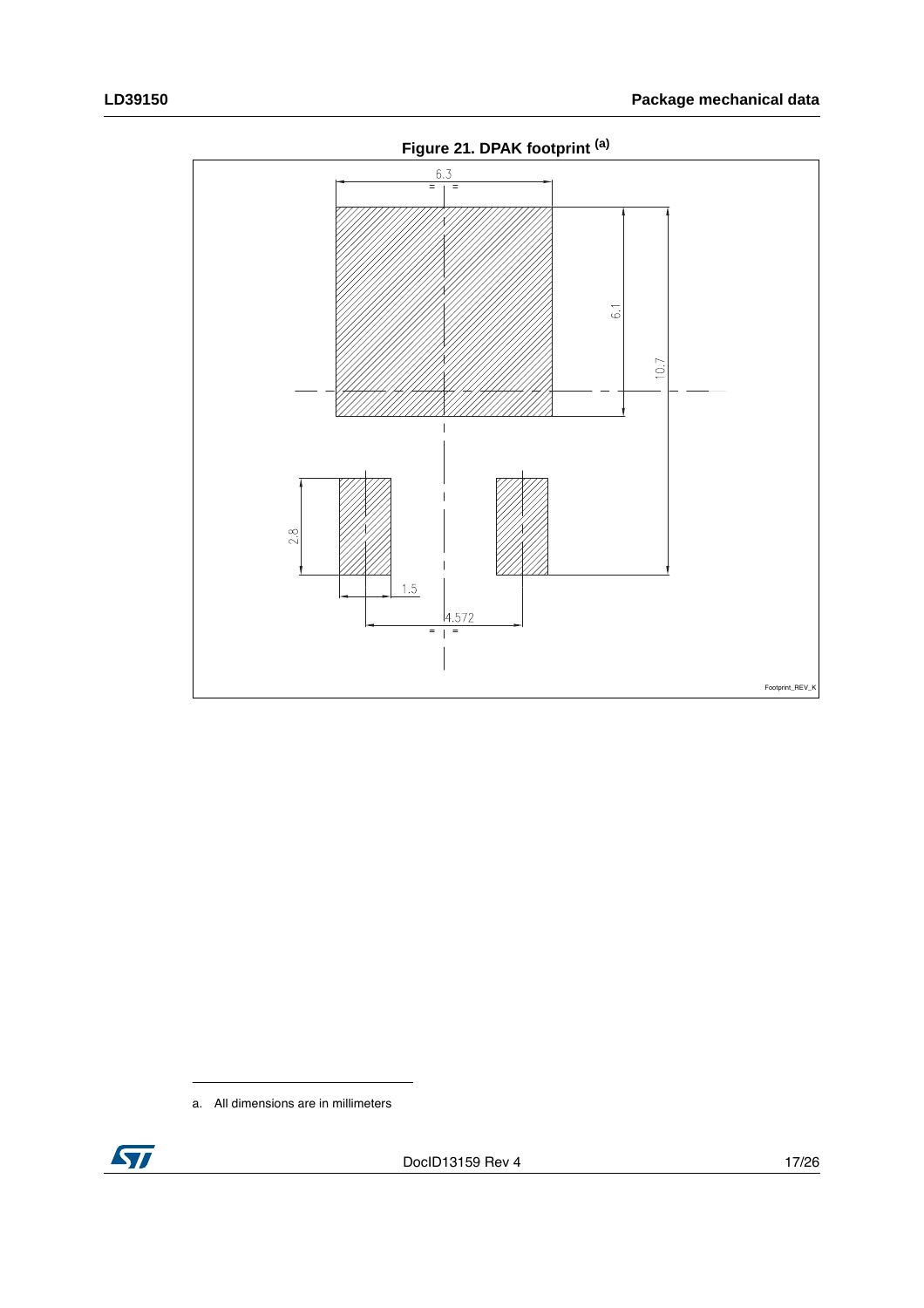**Figure 21. DPAK footprint [(a)]**

6.3

6.1

10.7

2.8

1.5

4.572

Footprint_REV_K

a. All dimensions are in millimeters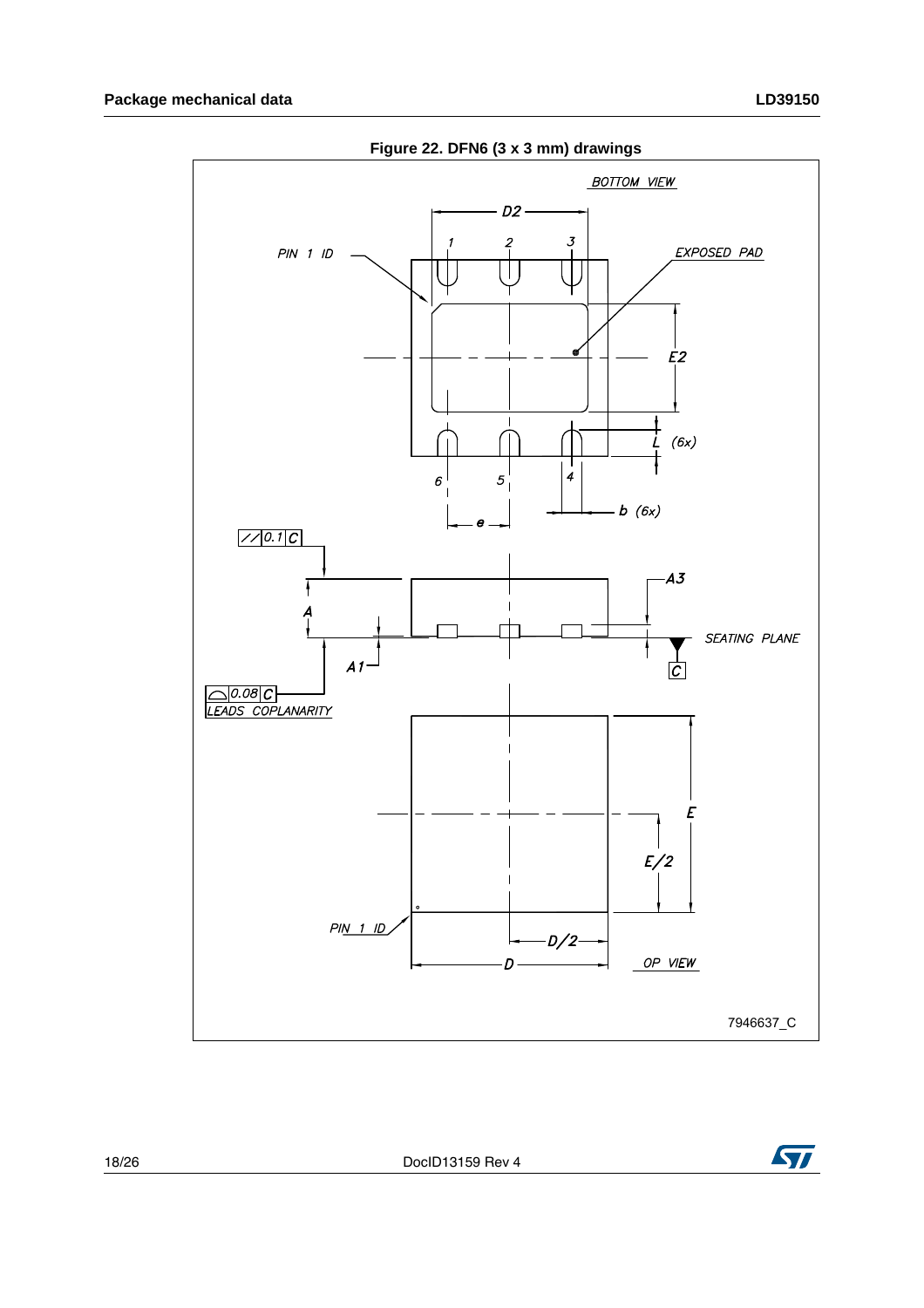**Figure 22. DFN6 (3 x 3 mm) drawings**

BOTTOM VIEW

D2

PIN 1 ID

1 2 3

EXPOSED PAD

E2

L (6x)

6 5 4

e

b (6x)

//0.1 C

A

A3

SEATING PLANE

C

A1

0.08 C

LEADS COPLANARITY

E

E/2

PIN 1 ID

D/2

D

OP VIEW

7946637_C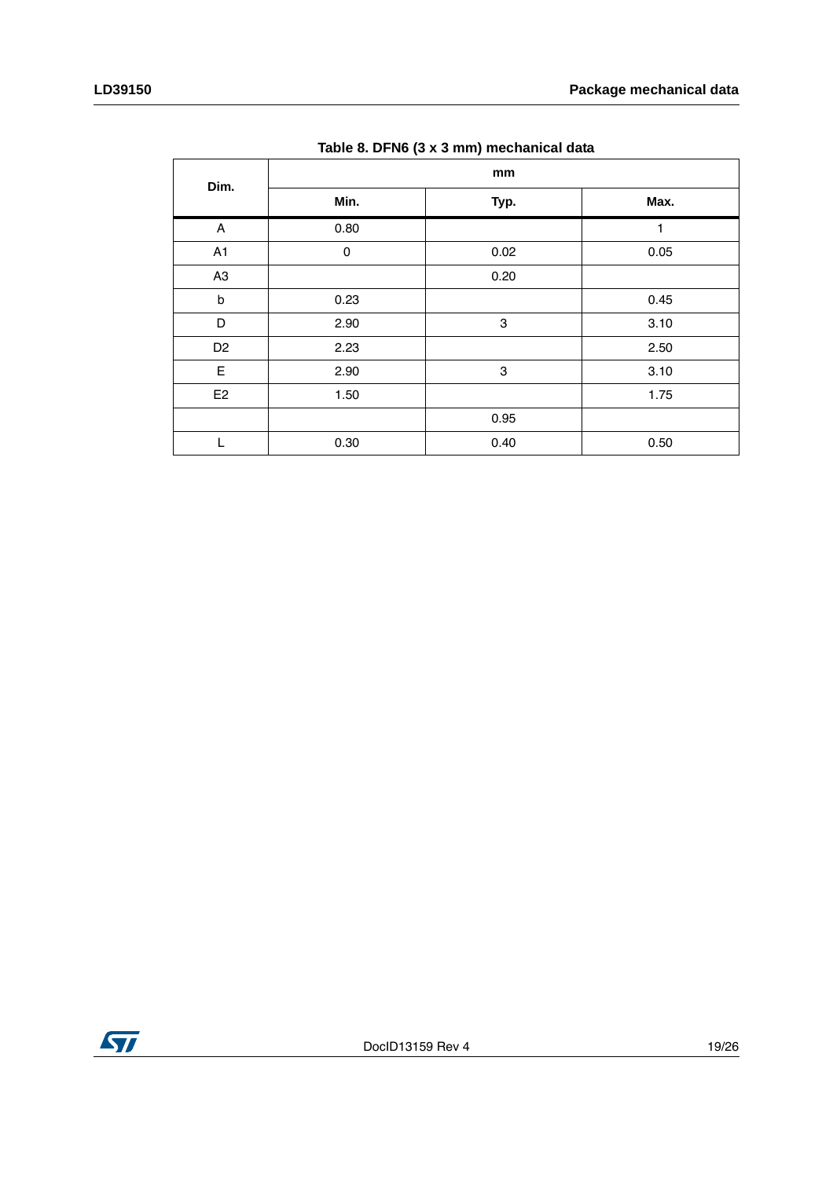Table 8. DFN6 (3 x 3 mm) mechanical data

| Dim. | mm | | |
|---|---|---|---|
| | Min. | Typ. | Max. |
| A | 0.80 | | 1 |
| A1 | 0 | 0.02 | 0.05 |
| A3 | | 0.20 | |
| b | 0.23 | | 0.45 |
| D | 2.90 | 3 | 3.10 |
| D2 | 2.23 | | 2.50 |
| E | 2.90 | 3 | 3.10 |
| E2 | 1.50 | | 1.75 |
| | | 0.95 | |
| L | 0.30 | 0.40 | 0.50 |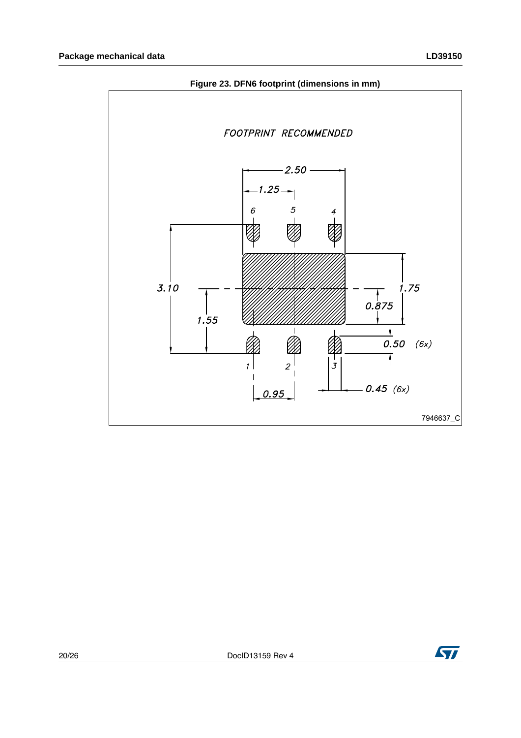**Figure 23. DFN6 footprint (dimensions in mm)**

FOOTPRINT RECOMMENDED

2.50

1.25

6 5 4

3.10

1.55

1.75

0.875

0.50 (6x)

1 2 3

0.95

0.45 (6x)

7946637_C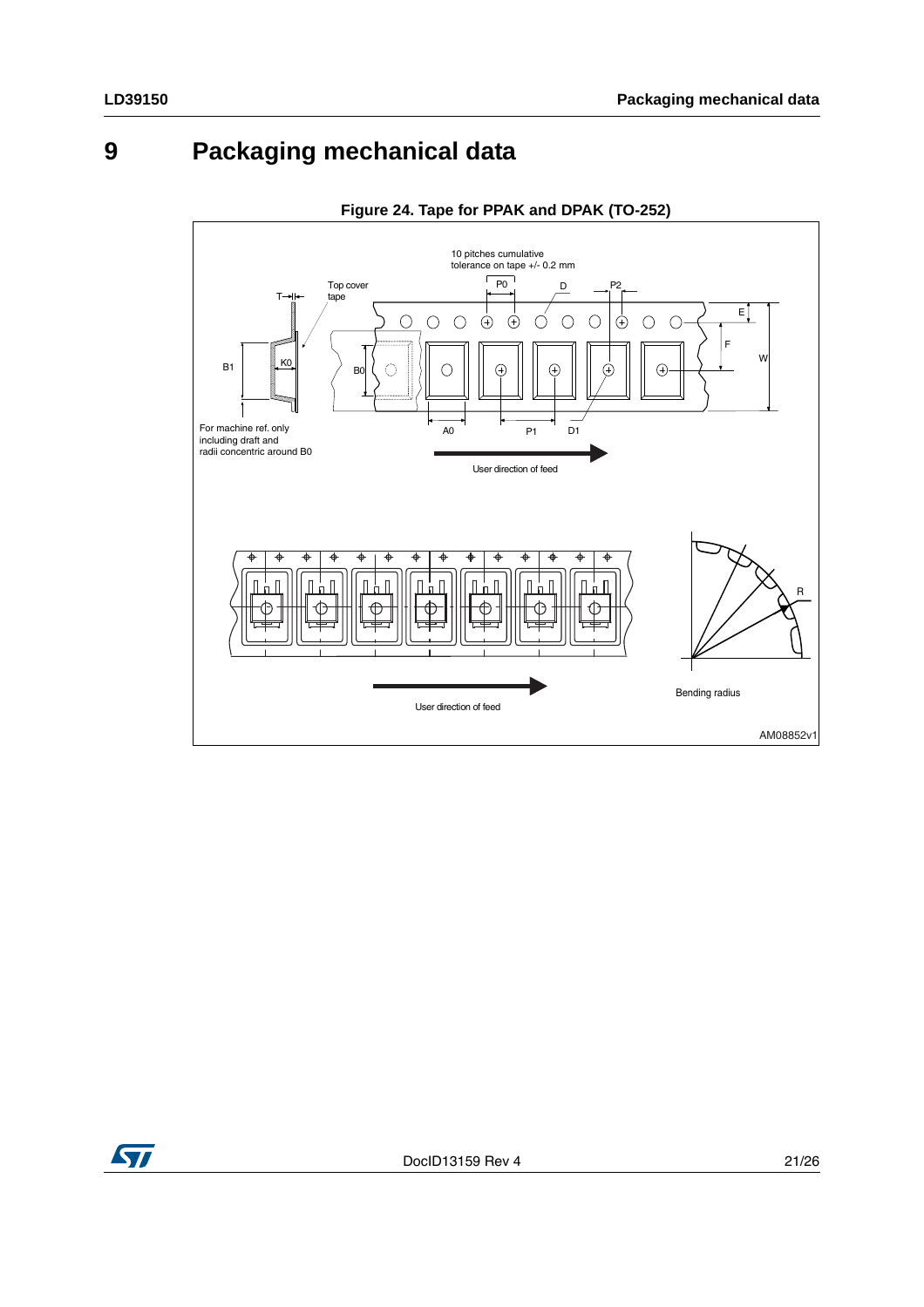# 9 Packaging mechanical data

**Figure 24. Tape for PPAK and DPAK (TO-252)**

10 pitches cumulative tolerance on tape +/- 0.2 mm

Top cover tape

For machine ref. only including draft and radii concentric around B0

User direction of feed

User direction of feed

Bending radius

AM08852v1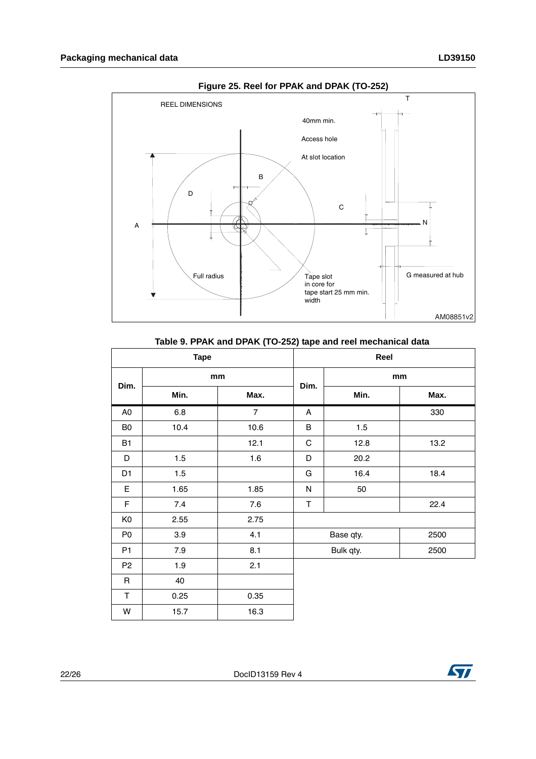Figure 25. Reel for PPAK and DPAK (TO-252)

REEL DIMENSIONS

40mm min.

Access hole

At slot location

Full radius

Tape slot in core for tape start 25 mm min. width

G measured at hub

AM08851v2

Table 9. PPAK and DPAK (TO-252) tape and reel mechanical data

| Tape | | | Reel | | |
|---|---|---|---|---|---|
| Dim. | mm | | Dim. | mm | |
| | Min. | Max. | | Min. | Max. |
| A0 | 6.8 | 7 | A | | 330 |
| B0 | 10.4 | 10.6 | B | 1.5 | |
| B1 | | 12.1 | C | 12.8 | 13.2 |
| D | 1.5 | 1.6 | D | 20.2 | |
| D1 | 1.5 | | G | 16.4 | 18.4 |
| E | 1.65 | 1.85 | N | 50 | |
| F | 7.4 | 7.6 | T | | 22.4 |
| K0 | 2.55 | 2.75 | | | |
| P0 | 3.9 | 4.1 | Base qty. | | 2500 |
| P1 | 7.9 | 8.1 | Bulk qty. | | 2500 |
| P2 | 1.9 | 2.1 | | | |
| R | 40 | | | | |
| T | 0.25 | 0.35 | | | |
| W | 15.7 | 16.3 | | | |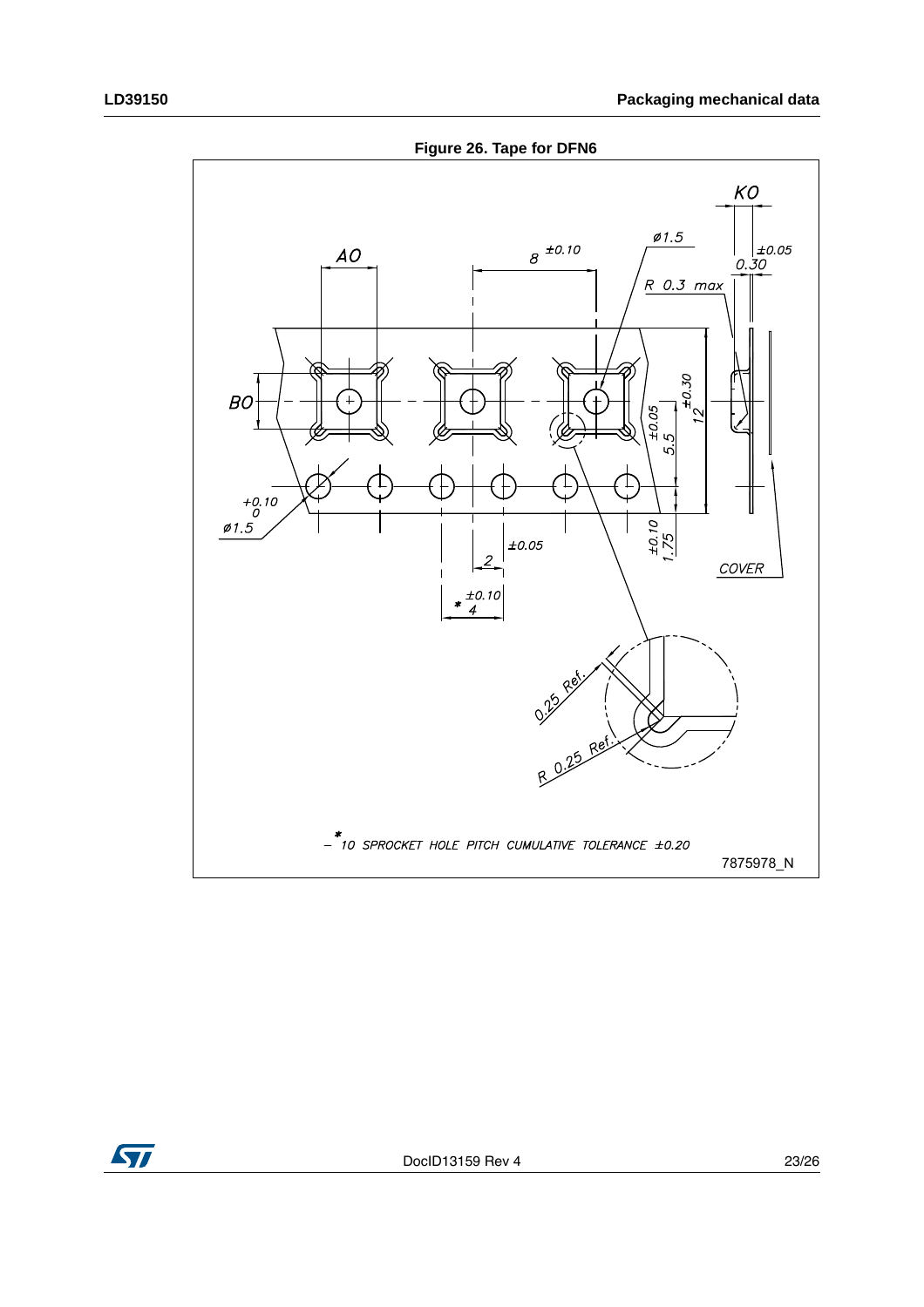**Figure 26. Tape for DFN6**

*10 SPROCKET HOLE PITCH CUMULATIVE TOLERANCE ±0.20

7875978_N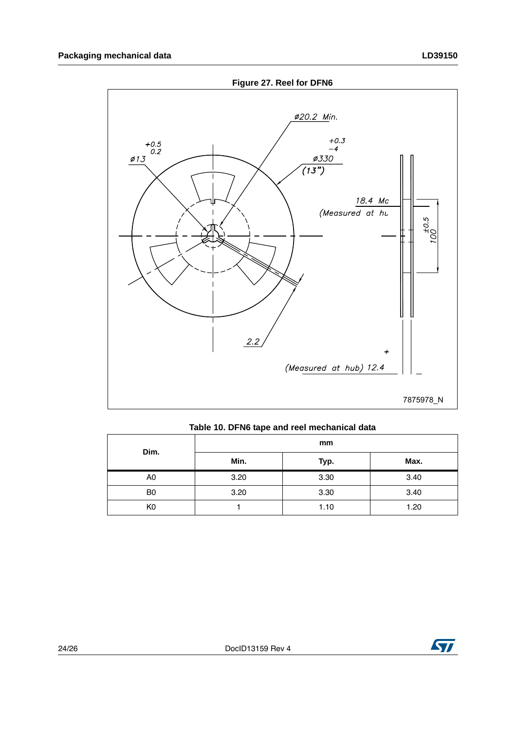**Figure 27. Reel for DFN6**

**Table 10. DFN6 tape and reel mechanical data**

| Dim. | mm | | |
|---|---|---|---|
| | Min. | Typ. | Max. |
| A0 | 3.20 | 3.30 | 3.40 |
| B0 | 3.20 | 3.30 | 3.40 |
| K0 | 1 | 1.10 | 1.20 |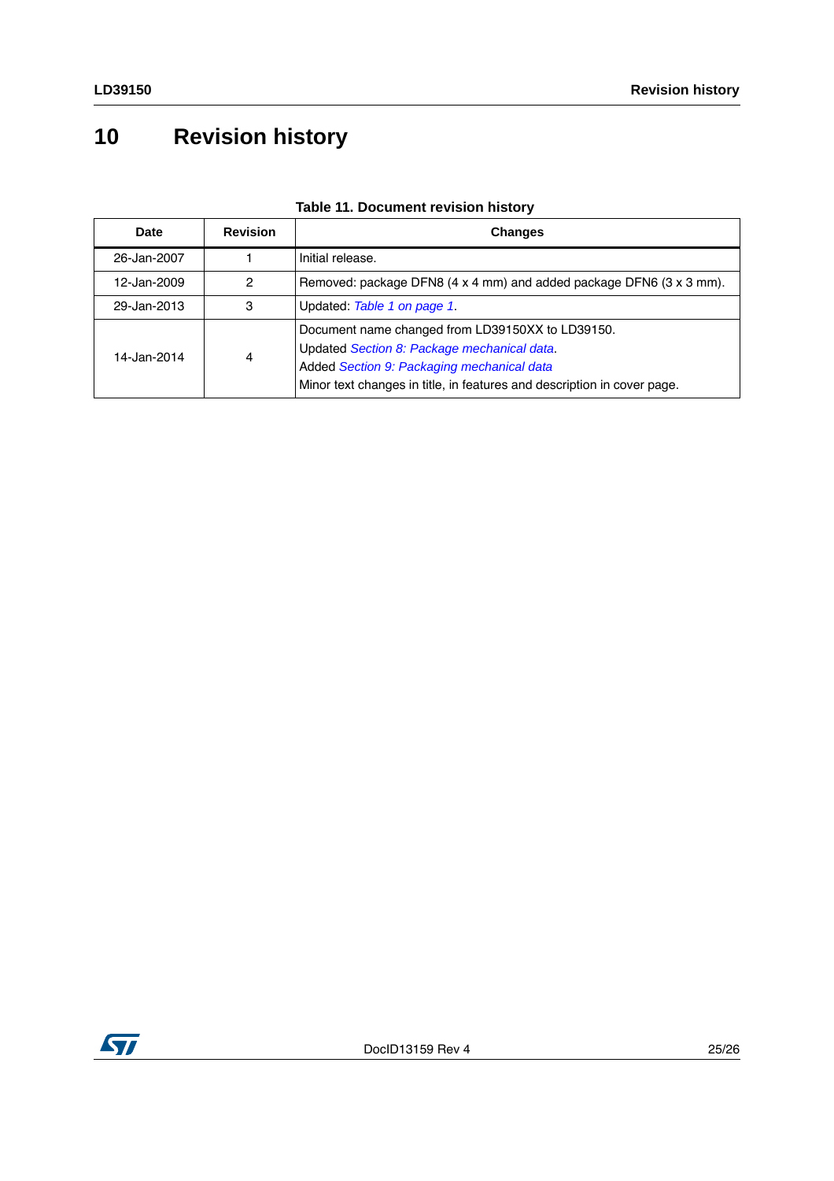# 10 Revision history

**Table 11. Document revision history**

| Date | Revision | Changes |
|---|---|---|
| 26-Jan-2007 | 1 | Initial release. |
| 12-Jan-2009 | 2 | Removed: package DFN8 (4 x 4 mm) and added package DFN6 (3 x 3 mm). |
| 29-Jan-2013 | 3 | Updated: *Table 1 on page 1*. |
| 14-Jan-2014 | 4 | Document name changed from LD39150XX to LD39150.<br>Updated *Section 8: Package mechanical data*.<br>Added *Section 9: Packaging mechanical data*<br>Minor text changes in title, in features and description in cover page. |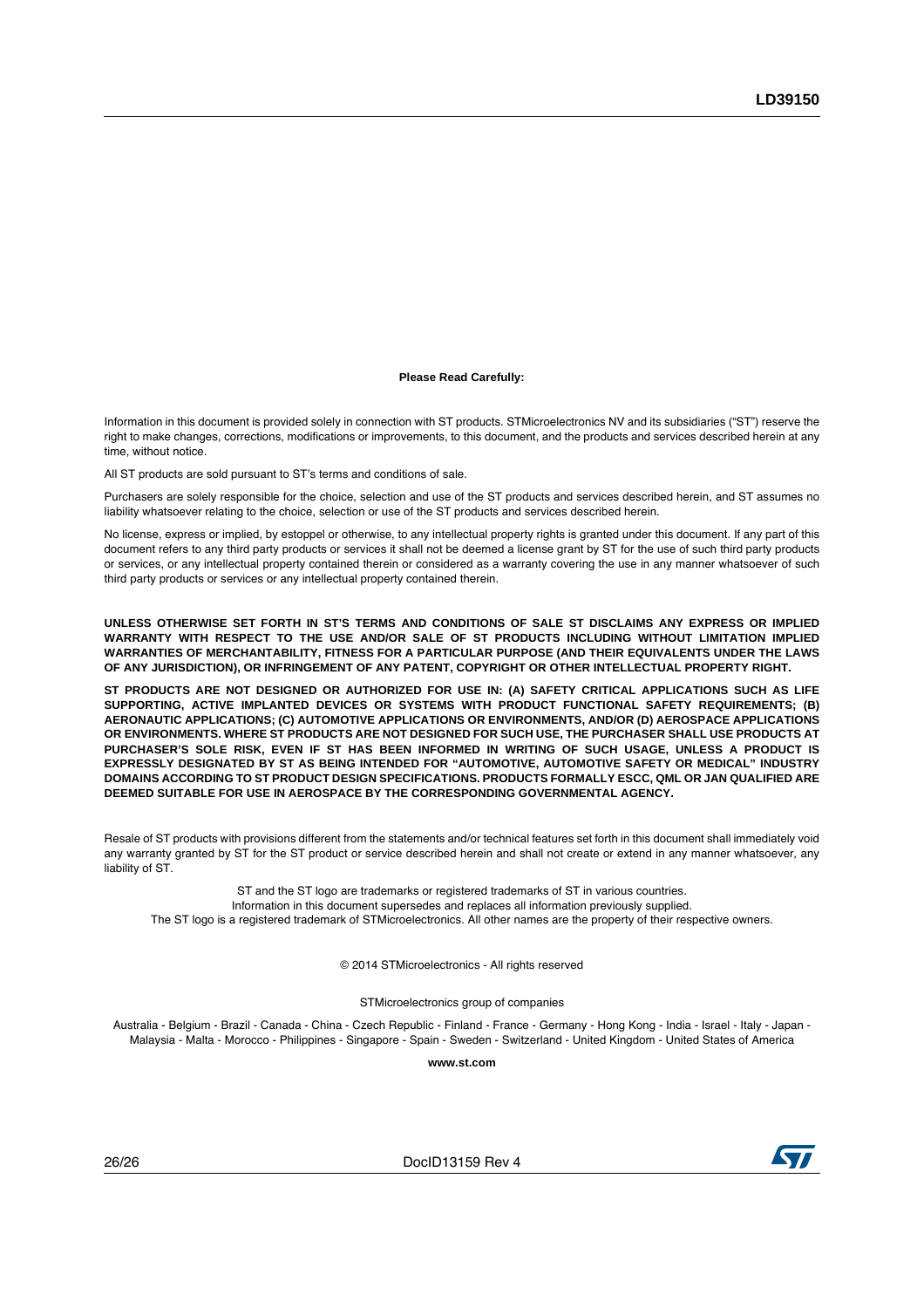**Please Read Carefully:**

Information in this document is provided solely in connection with ST products. STMicroelectronics NV and its subsidiaries ("ST") reserve the right to make changes, corrections, modifications or improvements, to this document, and the products and services described herein at any time, without notice.

All ST products are sold pursuant to ST's terms and conditions of sale.

Purchasers are solely responsible for the choice, selection and use of the ST products and services described herein, and ST assumes no liability whatsoever relating to the choice, selection or use of the ST products and services described herein.

No license, express or implied, by estoppel or otherwise, to any intellectual property rights is granted under this document. If any part of this document refers to any third party products or services it shall not be deemed a license grant by ST for the use of such third party products or services, or any intellectual property contained therein or considered as a warranty covering the use in any manner whatsoever of such third party products or services or any intellectual property contained therein.

**UNLESS OTHERWISE SET FORTH IN ST'S TERMS AND CONDITIONS OF SALE ST DISCLAIMS ANY EXPRESS OR IMPLIED WARRANTY WITH RESPECT TO THE USE AND/OR SALE OF ST PRODUCTS INCLUDING WITHOUT LIMITATION IMPLIED WARRANTIES OF MERCHANTABILITY, FITNESS FOR A PARTICULAR PURPOSE (AND THEIR EQUIVALENTS UNDER THE LAWS OF ANY JURISDICTION), OR INFRINGEMENT OF ANY PATENT, COPYRIGHT OR OTHER INTELLECTUAL PROPERTY RIGHT.**

**ST PRODUCTS ARE NOT DESIGNED OR AUTHORIZED FOR USE IN: (A) SAFETY CRITICAL APPLICATIONS SUCH AS LIFE SUPPORTING, ACTIVE IMPLANTED DEVICES OR SYSTEMS WITH PRODUCT FUNCTIONAL SAFETY REQUIREMENTS; (B) AERONAUTIC APPLICATIONS; (C) AUTOMOTIVE APPLICATIONS OR ENVIRONMENTS, AND/OR (D) AEROSPACE APPLICATIONS OR ENVIRONMENTS. WHERE ST PRODUCTS ARE NOT DESIGNED FOR SUCH USE, THE PURCHASER SHALL USE PRODUCTS AT PURCHASER'S SOLE RISK, EVEN IF ST HAS BEEN INFORMED IN WRITING OF SUCH USAGE, UNLESS A PRODUCT IS EXPRESSLY DESIGNATED BY ST AS BEING INTENDED FOR "AUTOMOTIVE, AUTOMOTIVE SAFETY OR MEDICAL" INDUSTRY DOMAINS ACCORDING TO ST PRODUCT DESIGN SPECIFICATIONS. PRODUCTS FORMALLY ESCC, QML OR JAN QUALIFIED ARE DEEMED SUITABLE FOR USE IN AEROSPACE BY THE CORRESPONDING GOVERNMENTAL AGENCY.**

Resale of ST products with provisions different from the statements and/or technical features set forth in this document shall immediately void any warranty granted by ST for the ST product or service described herein and shall not create or extend in any manner whatsoever, any liability of ST.

ST and the ST logo are trademarks or registered trademarks of ST in various countries.
Information in this document supersedes and replaces all information previously supplied.
The ST logo is a registered trademark of STMicroelectronics. All other names are the property of their respective owners.

© 2014 STMicroelectronics - All rights reserved

STMicroelectronics group of companies

Australia - Belgium - Brazil - Canada - China - Czech Republic - Finland - France - Germany - Hong Kong - India - Israel - Italy - Japan - Malaysia - Malta - Morocco - Philippines - Singapore - Spain - Sweden - Switzerland - United Kingdom - United States of America

**www.st.com**